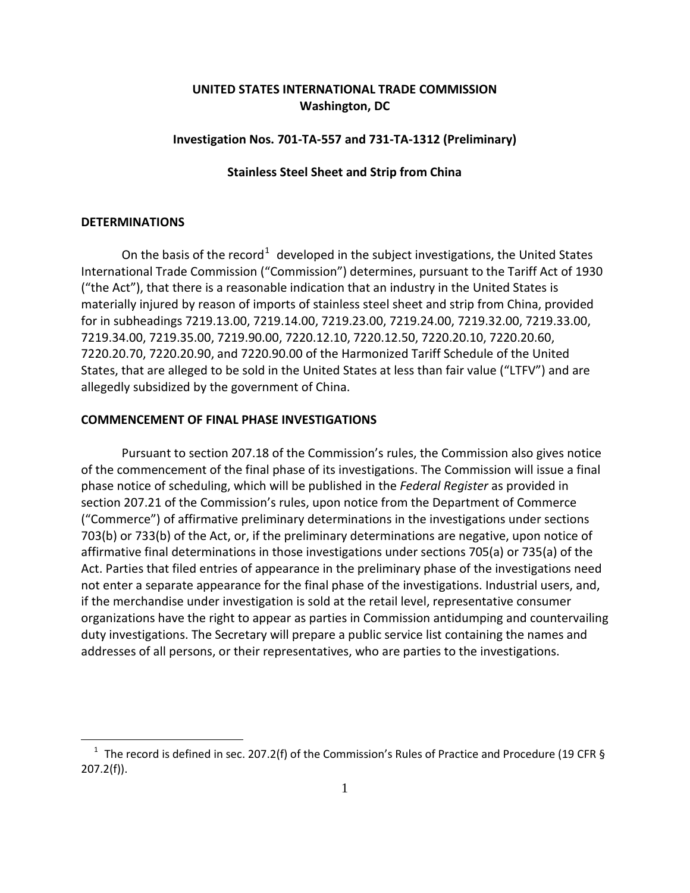**UNITED STATES INTERNATIONAL TRADE COMMISSION**
**Washington, DC**

**Investigation Nos. 701-TA-557 and 731-TA-1312 (Preliminary)**

**Stainless Steel Sheet and Strip from China**

## DETERMINATIONS

On the basis of the record[1] developed in the subject investigations, the United States International Trade Commission ("Commission") determines, pursuant to the Tariff Act of 1930 ("the Act"), that there is a reasonable indication that an industry in the United States is materially injured by reason of imports of stainless steel sheet and strip from China, provided for in subheadings 7219.13.00, 7219.14.00, 7219.23.00, 7219.24.00, 7219.32.00, 7219.33.00, 7219.34.00, 7219.35.00, 7219.90.00, 7220.12.10, 7220.12.50, 7220.20.10, 7220.20.60, 7220.20.70, 7220.20.90, and 7220.90.00 of the Harmonized Tariff Schedule of the United States, that are alleged to be sold in the United States at less than fair value ("LTFV") and are allegedly subsidized by the government of China.

## COMMENCEMENT OF FINAL PHASE INVESTIGATIONS

Pursuant to section 207.18 of the Commission's rules, the Commission also gives notice of the commencement of the final phase of its investigations. The Commission will issue a final phase notice of scheduling, which will be published in the *Federal Register* as provided in section 207.21 of the Commission's rules, upon notice from the Department of Commerce ("Commerce") of affirmative preliminary determinations in the investigations under sections 703(b) or 733(b) of the Act, or, if the preliminary determinations are negative, upon notice of affirmative final determinations in those investigations under sections 705(a) or 735(a) of the Act. Parties that filed entries of appearance in the preliminary phase of the investigations need not enter a separate appearance for the final phase of the investigations. Industrial users, and, if the merchandise under investigation is sold at the retail level, representative consumer organizations have the right to appear as parties in Commission antidumping and countervailing duty investigations. The Secretary will prepare a public service list containing the names and addresses of all persons, or their representatives, who are parties to the investigations.

---

[1] The record is defined in sec. 207.2(f) of the Commission's Rules of Practice and Procedure (19 CFR § 207.2(f)).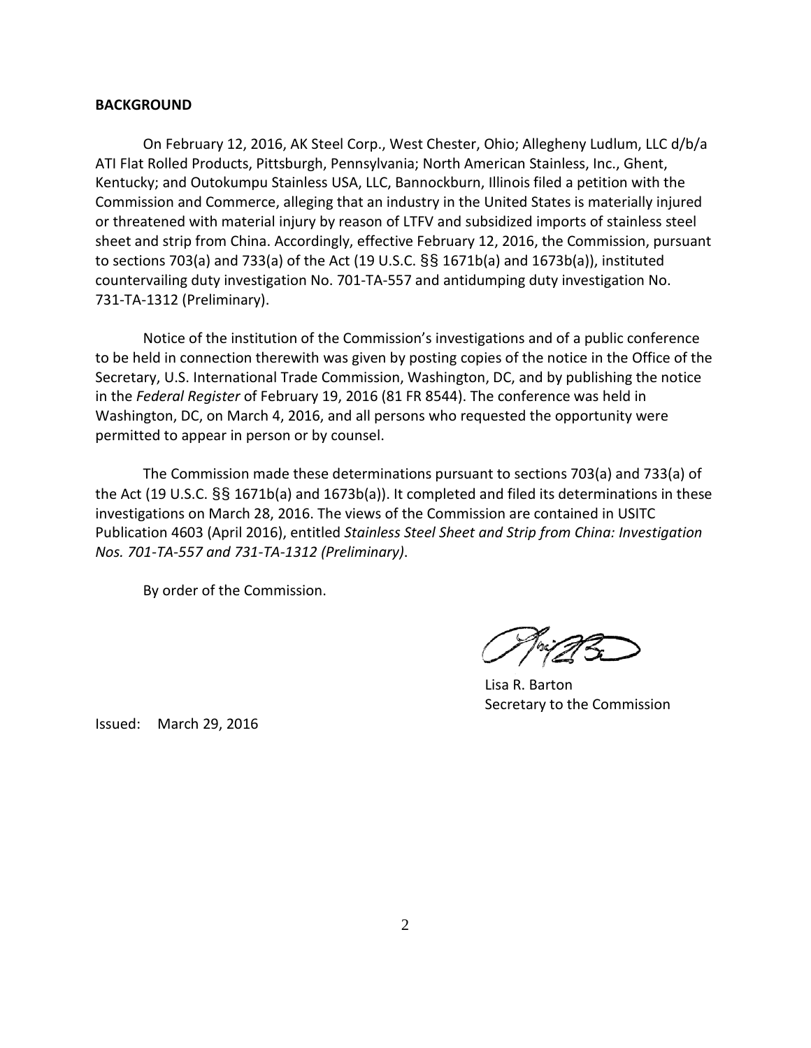**BACKGROUND**

On February 12, 2016, AK Steel Corp., West Chester, Ohio; Allegheny Ludlum, LLC d/b/a ATI Flat Rolled Products, Pittsburgh, Pennsylvania; North American Stainless, Inc., Ghent, Kentucky; and Outokumpu Stainless USA, LLC, Bannockburn, Illinois filed a petition with the Commission and Commerce, alleging that an industry in the United States is materially injured or threatened with material injury by reason of LTFV and subsidized imports of stainless steel sheet and strip from China. Accordingly, effective February 12, 2016, the Commission, pursuant to sections 703(a) and 733(a) of the Act (19 U.S.C. §§ 1671b(a) and 1673b(a)), instituted countervailing duty investigation No. 701-TA-557 and antidumping duty investigation No. 731-TA-1312 (Preliminary).

Notice of the institution of the Commission's investigations and of a public conference to be held in connection therewith was given by posting copies of the notice in the Office of the Secretary, U.S. International Trade Commission, Washington, DC, and by publishing the notice in the *Federal Register* of February 19, 2016 (81 FR 8544). The conference was held in Washington, DC, on March 4, 2016, and all persons who requested the opportunity were permitted to appear in person or by counsel.

The Commission made these determinations pursuant to sections 703(a) and 733(a) of the Act (19 U.S.C. §§ 1671b(a) and 1673b(a)). It completed and filed its determinations in these investigations on March 28, 2016. The views of the Commission are contained in USITC Publication 4603 (April 2016), entitled *Stainless Steel Sheet and Strip from China: Investigation Nos. 701-TA-557 and 731-TA-1312 (Preliminary)*.

By order of the Commission.

Lisa R. Barton
Secretary to the Commission

Issued: March 29, 2016